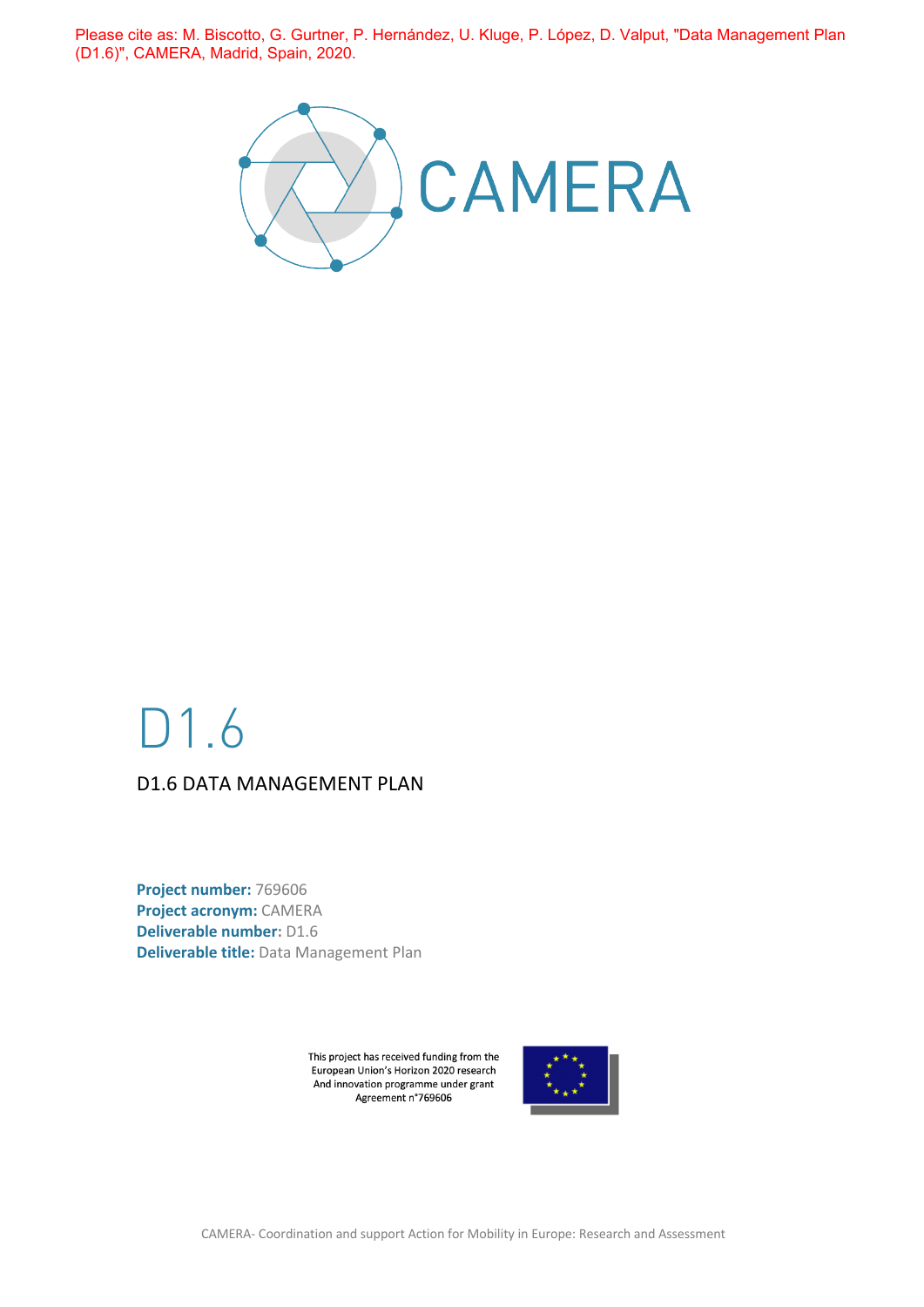Please cite as: M. Biscotto, G. Gurtner, P. Hernández, U. Kluge, P. López, D. Valput, "Data Management Plan (D1.6)", CAMERA, Madrid, Spain, 2020.

CAMERA

# D1.6

## D1.6 DATA MANAGEMENT PLAN

**Project number:** 769606
**Project acronym:** CAMERA
**Deliverable number:** D1.6
**Deliverable title:** Data Management Plan

This project has received funding from the European Union's Horizon 2020 research And innovation programme under grant Agreement n°769606

CAMERA- Coordination and support Action for Mobility in Europe: Research and Assessment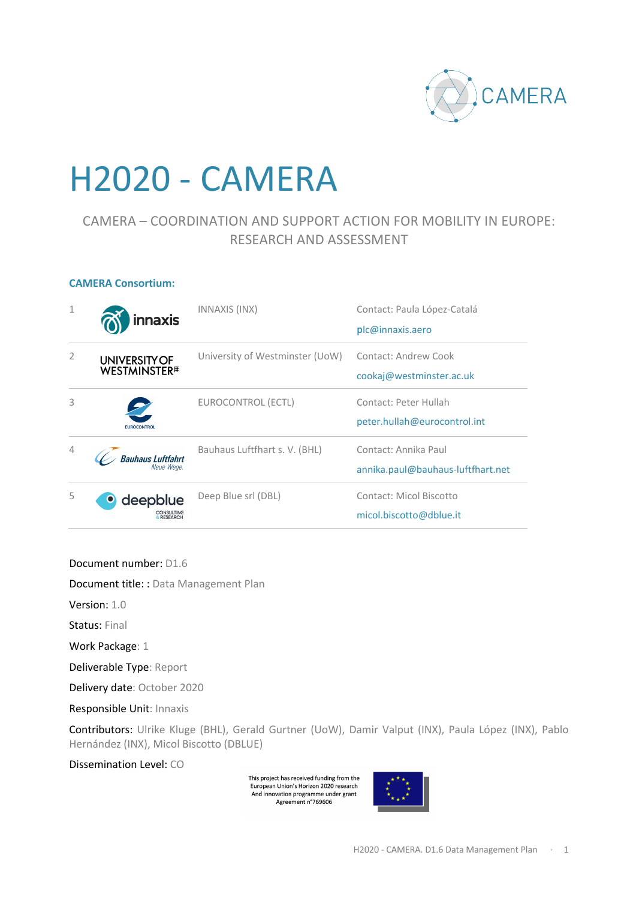# H2020 - CAMERA

CAMERA – COORDINATION AND SUPPORT ACTION FOR MOBILITY IN EUROPE: RESEARCH AND ASSESSMENT

**CAMERA Consortium:**

| | | | |
|---|---|---|---|
| 1 | innaxis | INNAXIS (INX) | Contact: Paula López-Catalá<br>plc@innaxis.aero |
| 2 | UNIVERSITY OF WESTMINSTER | University of Westminster (UoW) | Contact: Andrew Cook<br>cookaj@westminster.ac.uk |
| 3 | EUROCONTROL | EUROCONTROL (ECTL) | Contact: Peter Hullah<br>peter.hullah@eurocontrol.int |
| 4 | Bauhaus Luftfahrt Neue Wege. | Bauhaus Luftfhart s. V. (BHL) | Contact: Annika Paul<br>annika.paul@bauhaus-luftfhart.net |
| 5 | deepblue CONSULTING & RESEARCH | Deep Blue srl (DBL) | Contact: Micol Biscotto<br>micol.biscotto@dblue.it |

Document number: D1.6

Document title: : Data Management Plan

Version: 1.0

Status: Final

Work Package: 1

Deliverable Type: Report

Delivery date: October 2020

Responsible Unit: Innaxis

Contributors: Ulrike Kluge (BHL), Gerald Gurtner (UoW), Damir Valput (INX), Paula López (INX), Pablo Hernández (INX), Micol Biscotto (DBLUE)

Dissemination Level: CO

This project has received funding from the European Union's Horizon 2020 research And innovation programme under grant Agreement n°769606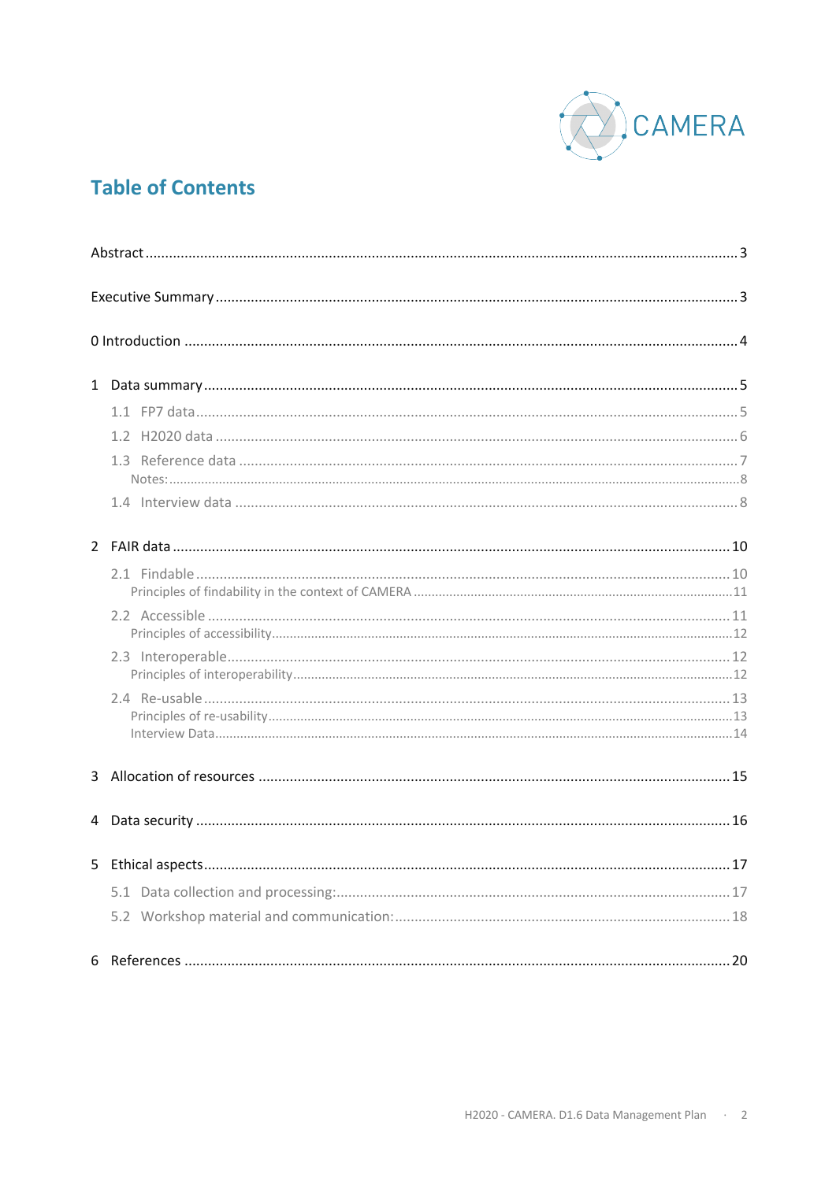# Table of Contents

Abstract ........ 3

Executive Summary ........ 3

0 Introduction ........ 4

1 Data summary ........ 5

- 1.1 FP7 data ........ 5
- 1.2 H2020 data ........ 6
- 1.3 Reference data ........ 7
  - Notes: ........ 8
- 1.4 Interview data ........ 8

2 FAIR data ........ 10

- 2.1 Findable ........ 10
  - Principles of findability in the context of CAMERA ........ 11
- 2.2 Accessible ........ 11
  - Principles of accessibility ........ 12
- 2.3 Interoperable ........ 12
  - Principles of interoperability ........ 12
- 2.4 Re-usable ........ 13
  - Principles of re-usability ........ 13
  - Interview Data ........ 14

3 Allocation of resources ........ 15

4 Data security ........ 16

5 Ethical aspects ........ 17

- 5.1 Data collection and processing: ........ 17
- 5.2 Workshop material and communication: ........ 18

6 References ........ 20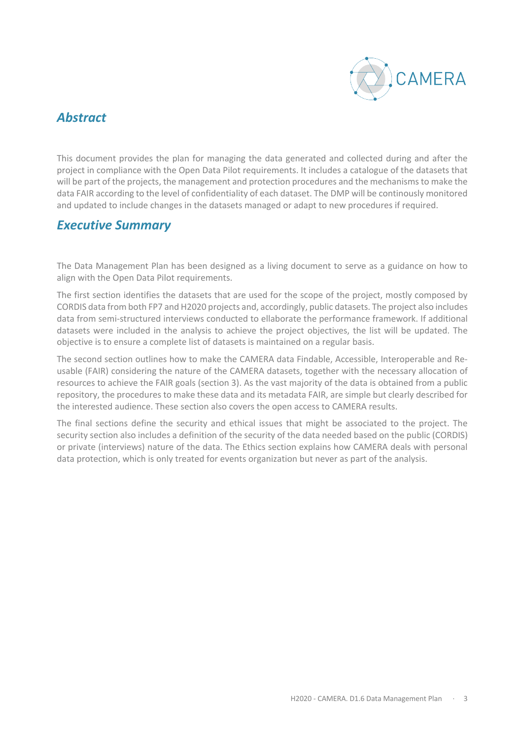## *Abstract*

This document provides the plan for managing the data generated and collected during and after the project in compliance with the Open Data Pilot requirements. It includes a catalogue of the datasets that will be part of the projects, the management and protection procedures and the mechanisms to make the data FAIR according to the level of confidentiality of each dataset. The DMP will be continously monitored and updated to include changes in the datasets managed or adapt to new procedures if required.

## *Executive Summary*

The Data Management Plan has been designed as a living document to serve as a guidance on how to align with the Open Data Pilot requirements.

The first section identifies the datasets that are used for the scope of the project, mostly composed by CORDIS data from both FP7 and H2020 projects and, accordingly, public datasets. The project also includes data from semi-structured interviews conducted to ellaborate the performance framework. If additional datasets were included in the analysis to achieve the project objectives, the list will be updated. The objective is to ensure a complete list of datasets is maintained on a regular basis.

The second section outlines how to make the CAMERA data Findable, Accessible, Interoperable and Re-usable (FAIR) considering the nature of the CAMERA datasets, together with the necessary allocation of resources to achieve the FAIR goals (section 3). As the vast majority of the data is obtained from a public repository, the procedures to make these data and its metadata FAIR, are simple but clearly described for the interested audience. These section also covers the open access to CAMERA results.

The final sections define the security and ethical issues that might be associated to the project. The security section also includes a definition of the security of the data needed based on the public (CORDIS) or private (interviews) nature of the data. The Ethics section explains how CAMERA deals with personal data protection, which is only treated for events organization but never as part of the analysis.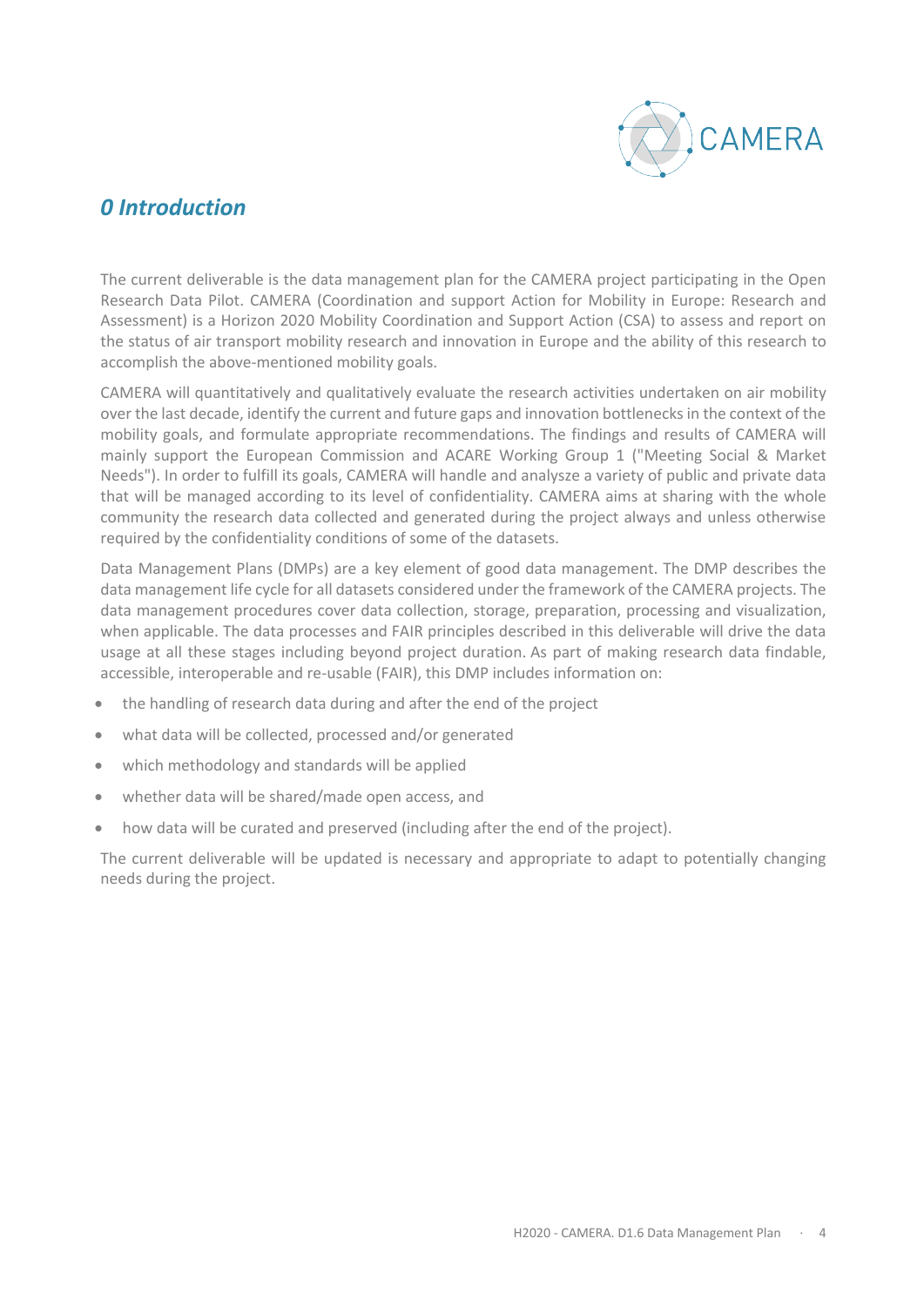# *0 Introduction*

The current deliverable is the data management plan for the CAMERA project participating in the Open Research Data Pilot. CAMERA (Coordination and support Action for Mobility in Europe: Research and Assessment) is a Horizon 2020 Mobility Coordination and Support Action (CSA) to assess and report on the status of air transport mobility research and innovation in Europe and the ability of this research to accomplish the above-mentioned mobility goals.

CAMERA will quantitatively and qualitatively evaluate the research activities undertaken on air mobility over the last decade, identify the current and future gaps and innovation bottlenecks in the context of the mobility goals, and formulate appropriate recommendations. The findings and results of CAMERA will mainly support the European Commission and ACARE Working Group 1 ("Meeting Social & Market Needs"). In order to fulfill its goals, CAMERA will handle and analysze a variety of public and private data that will be managed according to its level of confidentiality. CAMERA aims at sharing with the whole community the research data collected and generated during the project always and unless otherwise required by the confidentiality conditions of some of the datasets.

Data Management Plans (DMPs) are a key element of good data management. The DMP describes the data management life cycle for all datasets considered under the framework of the CAMERA projects. The data management procedures cover data collection, storage, preparation, processing and visualization, when applicable. The data processes and FAIR principles described in this deliverable will drive the data usage at all these stages including beyond project duration. As part of making research data findable, accessible, interoperable and re-usable (FAIR), this DMP includes information on:

- the handling of research data during and after the end of the project
- what data will be collected, processed and/or generated
- which methodology and standards will be applied
- whether data will be shared/made open access, and
- how data will be curated and preserved (including after the end of the project).

The current deliverable will be updated is necessary and appropriate to adapt to potentially changing needs during the project.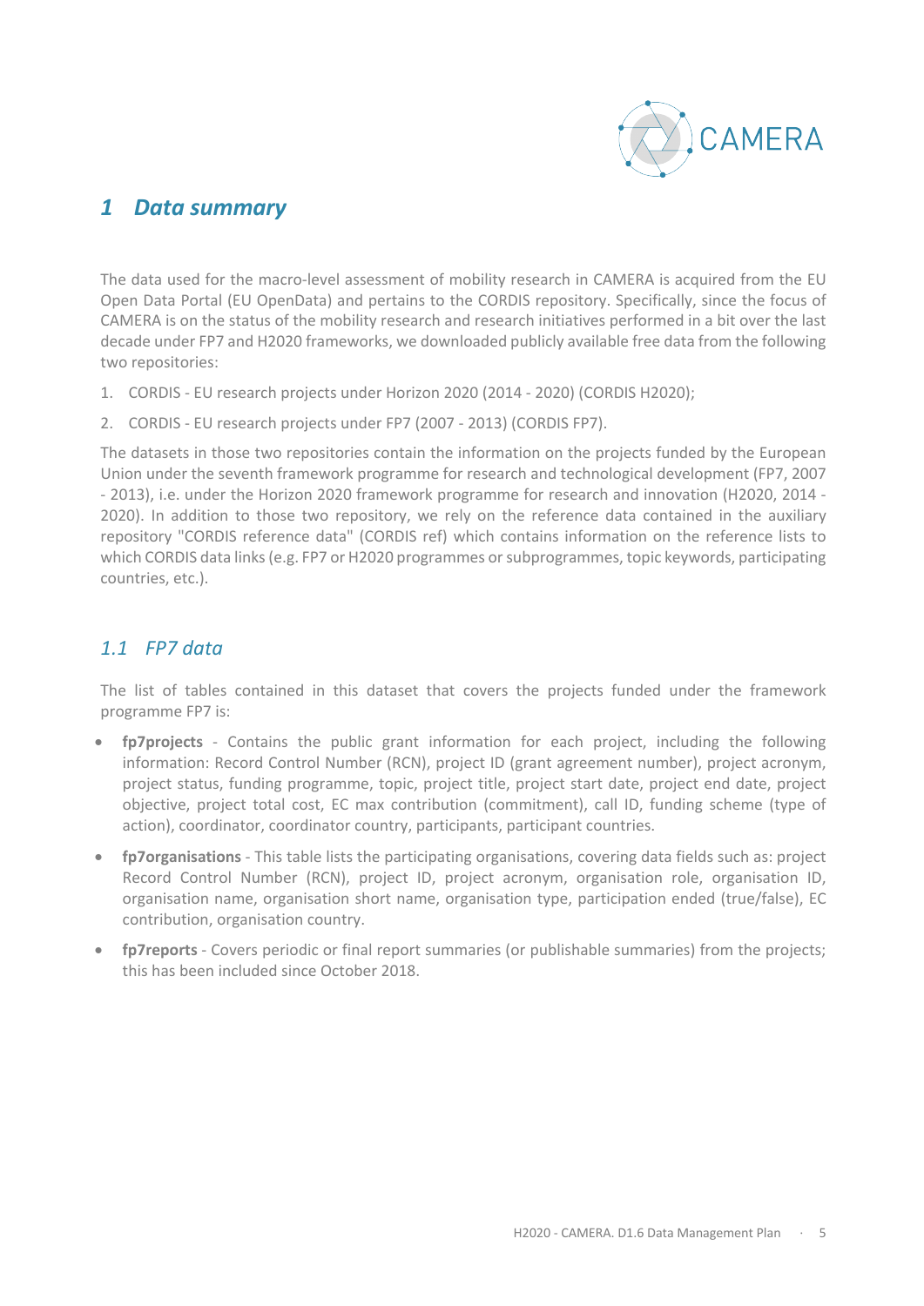# 1 Data summary

The data used for the macro-level assessment of mobility research in CAMERA is acquired from the EU Open Data Portal (EU OpenData) and pertains to the CORDIS repository. Specifically, since the focus of CAMERA is on the status of the mobility research and research initiatives performed in a bit over the last decade under FP7 and H2020 frameworks, we downloaded publicly available free data from the following two repositories:

1. CORDIS - EU research projects under Horizon 2020 (2014 - 2020) (CORDIS H2020);
2. CORDIS - EU research projects under FP7 (2007 - 2013) (CORDIS FP7).

The datasets in those two repositories contain the information on the projects funded by the European Union under the seventh framework programme for research and technological development (FP7, 2007 - 2013), i.e. under the Horizon 2020 framework programme for research and innovation (H2020, 2014 - 2020). In addition to those two repository, we rely on the reference data contained in the auxiliary repository "CORDIS reference data" (CORDIS ref) which contains information on the reference lists to which CORDIS data links (e.g. FP7 or H2020 programmes or subprogrammes, topic keywords, participating countries, etc.).

## 1.1 FP7 data

The list of tables contained in this dataset that covers the projects funded under the framework programme FP7 is:

- **fp7projects** - Contains the public grant information for each project, including the following information: Record Control Number (RCN), project ID (grant agreement number), project acronym, project status, funding programme, topic, project title, project start date, project end date, project objective, project total cost, EC max contribution (commitment), call ID, funding scheme (type of action), coordinator, coordinator country, participants, participant countries.
- **fp7organisations** - This table lists the participating organisations, covering data fields such as: project Record Control Number (RCN), project ID, project acronym, organisation role, organisation ID, organisation name, organisation short name, organisation type, participation ended (true/false), EC contribution, organisation country.
- **fp7reports** - Covers periodic or final report summaries (or publishable summaries) from the projects; this has been included since October 2018.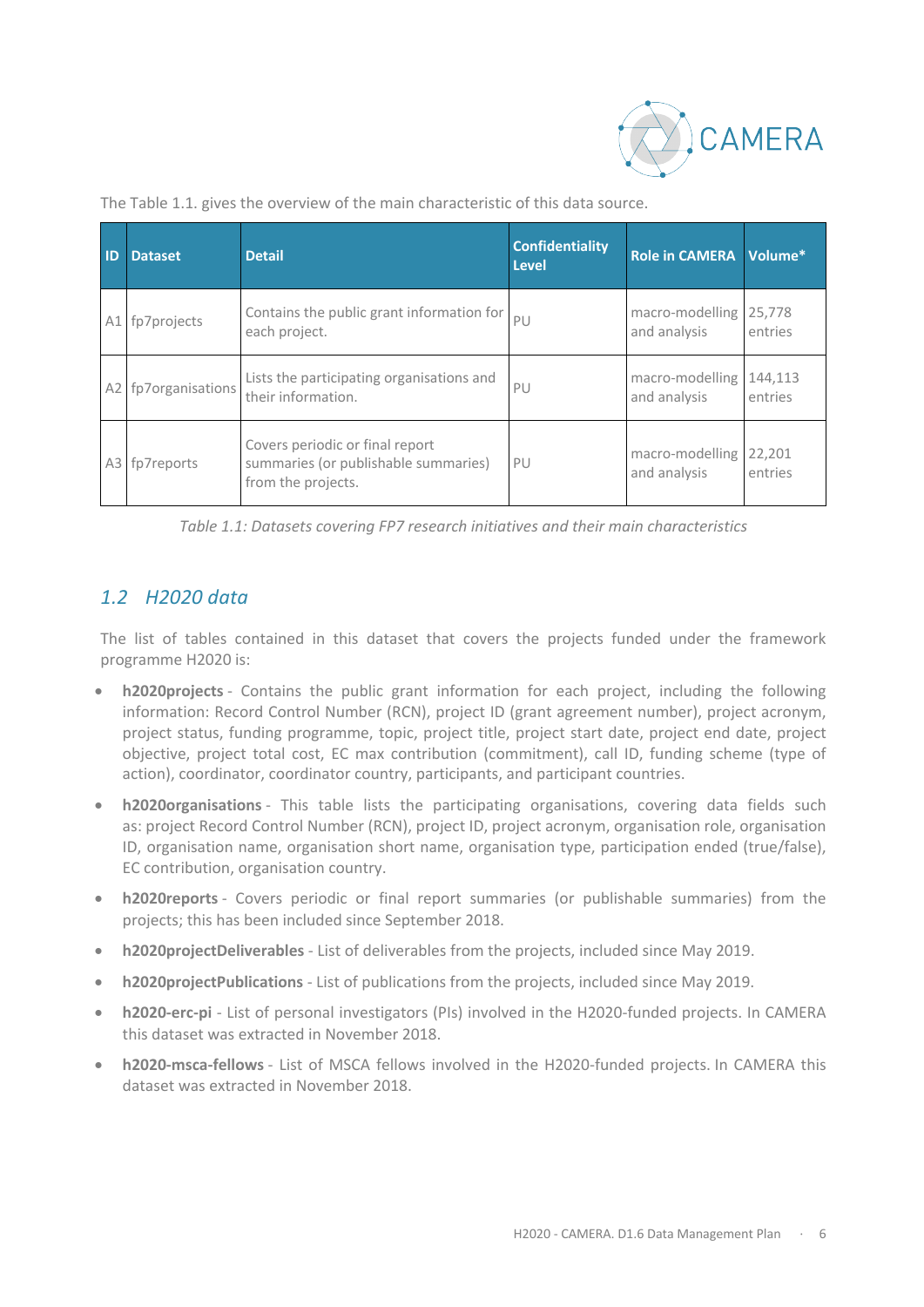The Table 1.1. gives the overview of the main characteristic of this data source.

| ID | Dataset | Detail | Confidentiality Level | Role in CAMERA | Volume* |
|---|---|---|---|---|---|
| A1 | fp7projects | Contains the public grant information for each project. | PU | macro-modelling and analysis | 25,778 entries |
| A2 | fp7organisations | Lists the participating organisations and their information. | PU | macro-modelling and analysis | 144,113 entries |
| A3 | fp7reports | Covers periodic or final report summaries (or publishable summaries) from the projects. | PU | macro-modelling and analysis | 22,201 entries |

*Table 1.1: Datasets covering FP7 research initiatives and their main characteristics*

## *1.2 H2020 data*

The list of tables contained in this dataset that covers the projects funded under the framework programme H2020 is:

- **h2020projects** - Contains the public grant information for each project, including the following information: Record Control Number (RCN), project ID (grant agreement number), project acronym, project status, funding programme, topic, project title, project start date, project end date, project objective, project total cost, EC max contribution (commitment), call ID, funding scheme (type of action), coordinator, coordinator country, participants, and participant countries.
- **h2020organisations** - This table lists the participating organisations, covering data fields such as: project Record Control Number (RCN), project ID, project acronym, organisation role, organisation ID, organisation name, organisation short name, organisation type, participation ended (true/false), EC contribution, organisation country.
- **h2020reports** - Covers periodic or final report summaries (or publishable summaries) from the projects; this has been included since September 2018.
- **h2020projectDeliverables** - List of deliverables from the projects, included since May 2019.
- **h2020projectPublications** - List of publications from the projects, included since May 2019.
- **h2020-erc-pi** - List of personal investigators (PIs) involved in the H2020-funded projects. In CAMERA this dataset was extracted in November 2018.
- **h2020-msca-fellows** - List of MSCA fellows involved in the H2020-funded projects. In CAMERA this dataset was extracted in November 2018.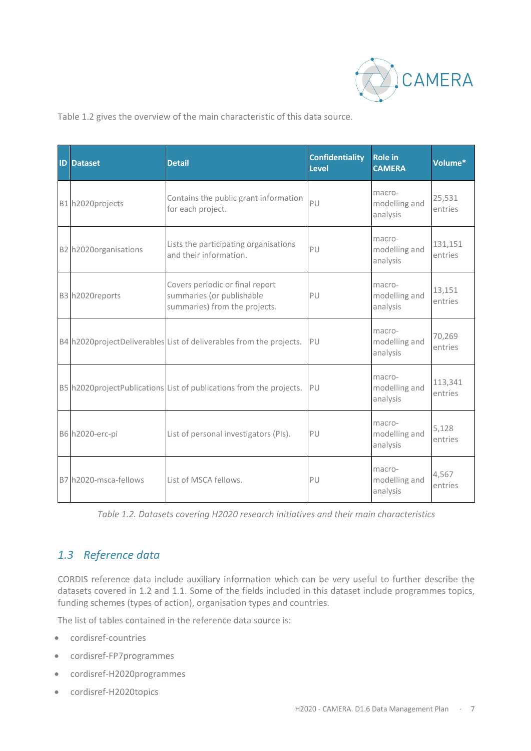Table 1.2 gives the overview of the main characteristic of this data source.

| ID | Dataset | Detail | Confidentiality Level | Role in CAMERA | Volume* |
|---|---|---|---|---|---|
| B1 | h2020projects | Contains the public grant information for each project. | PU | macro-modelling and analysis | 25,531 entries |
| B2 | h2020organisations | Lists the participating organisations and their information. | PU | macro-modelling and analysis | 131,151 entries |
| B3 | h2020reports | Covers periodic or final report summaries (or publishable summaries) from the projects. | PU | macro-modelling and analysis | 13,151 entries |
| B4 | h2020projectDeliverables | List of deliverables from the projects. | PU | macro-modelling and analysis | 70,269 entries |
| B5 | h2020projectPublications | List of publications from the projects. | PU | macro-modelling and analysis | 113,341 entries |
| B6 | h2020-erc-pi | List of personal investigators (PIs). | PU | macro-modelling and analysis | 5,128 entries |
| B7 | h2020-msca-fellows | List of MSCA fellows. | PU | macro-modelling and analysis | 4,567 entries |

*Table 1.2. Datasets covering H2020 research initiatives and their main characteristics*

## *1.3 Reference data*

CORDIS reference data include auxiliary information which can be very useful to further describe the datasets covered in 1.2 and 1.1. Some of the fields included in this dataset include programmes topics, funding schemes (types of action), organisation types and countries.

The list of tables contained in the reference data source is:

- cordisref-countries
- cordisref-FP7programmes
- cordisref-H2020programmes
- cordisref-H2020topics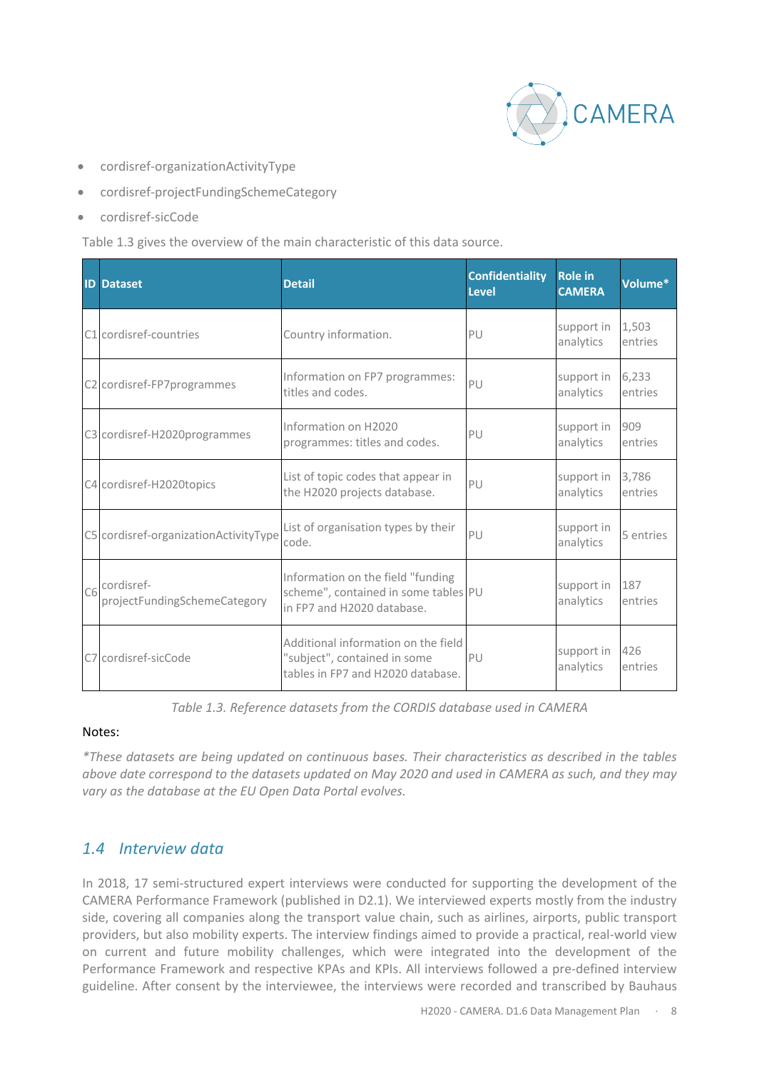- cordisref-organizationActivityType
- cordisref-projectFundingSchemeCategory
- cordisref-sicCode

Table 1.3 gives the overview of the main characteristic of this data source.

| ID | Dataset | Detail | Confidentiality Level | Role in CAMERA | Volume* |
|---|---|---|---|---|---|
| C1 | cordisref-countries | Country information. | PU | support in analytics | 1,503 entries |
| C2 | cordisref-FP7programmes | Information on FP7 programmes: titles and codes. | PU | support in analytics | 6,233 entries |
| C3 | cordisref-H2020programmes | Information on H2020 programmes: titles and codes. | PU | support in analytics | 909 entries |
| C4 | cordisref-H2020topics | List of topic codes that appear in the H2020 projects database. | PU | support in analytics | 3,786 entries |
| C5 | cordisref-organizationActivityType | List of organisation types by their code. | PU | support in analytics | 5 entries |
| C6 | cordisref-projectFundingSchemeCategory | Information on the field "funding scheme", contained in some tables in FP7 and H2020 database. | PU | support in analytics | 187 entries |
| C7 | cordisref-sicCode | Additional information on the field "subject", contained in some tables in FP7 and H2020 database. | PU | support in analytics | 426 entries |

*Table 1.3. Reference datasets from the CORDIS database used in CAMERA*

Notes:

*\*These datasets are being updated on continuous bases. Their characteristics as described in the tables above date correspond to the datasets updated on May 2020 and used in CAMERA as such, and they may vary as the database at the EU Open Data Portal evolves.*

## 1.4 Interview data

In 2018, 17 semi-structured expert interviews were conducted for supporting the development of the CAMERA Performance Framework (published in D2.1). We interviewed experts mostly from the industry side, covering all companies along the transport value chain, such as airlines, airports, public transport providers, but also mobility experts. The interview findings aimed to provide a practical, real-world view on current and future mobility challenges, which were integrated into the development of the Performance Framework and respective KPAs and KPIs. All interviews followed a pre-defined interview guideline. After consent by the interviewee, the interviews were recorded and transcribed by Bauhaus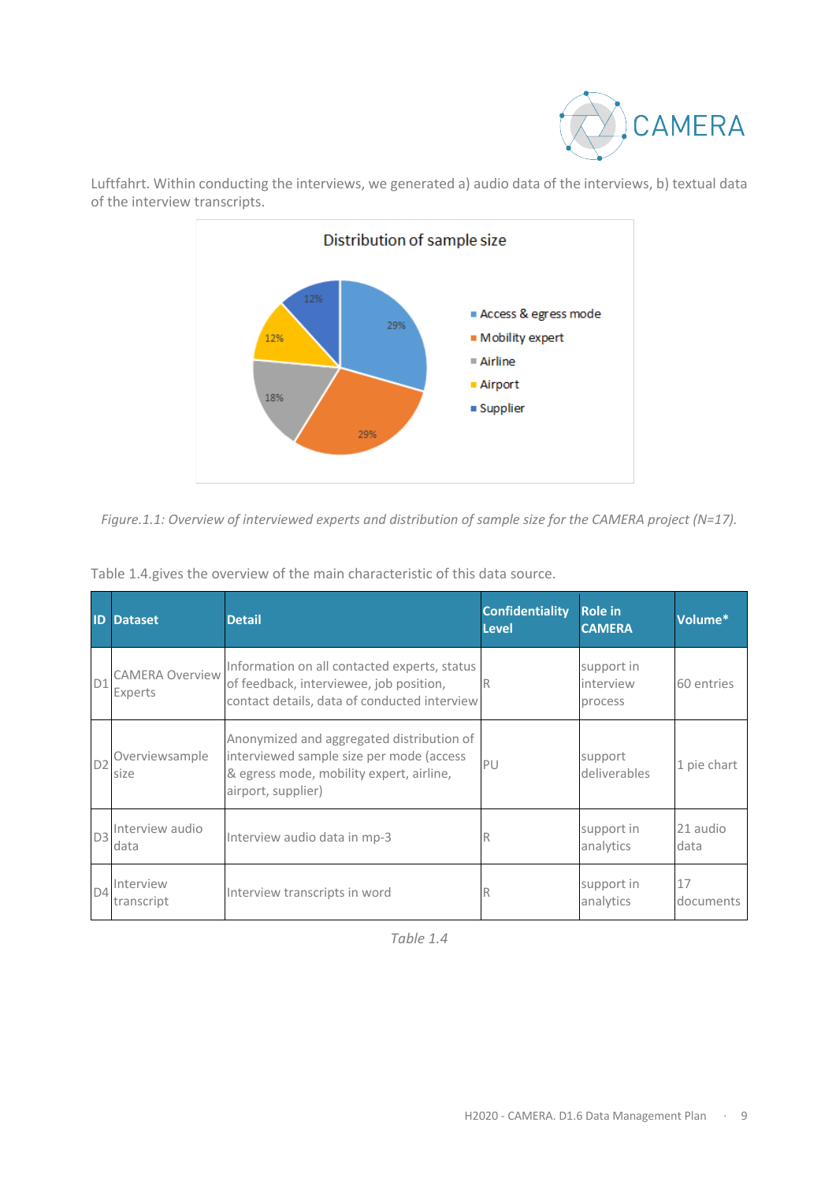Luftfahrt. Within conducting the interviews, we generated a) audio data of the interviews, b) textual data of the interview transcripts.

*Figure.1.1: Overview of interviewed experts and distribution of sample size for the CAMERA project (N=17).*

Table 1.4.gives the overview of the main characteristic of this data source.

| ID | Dataset | Detail | Confidentiality Level | Role in CAMERA | Volume* |
|---|---|---|---|---|---|
| D1 | CAMERA Overview Experts | Information on all contacted experts, status of feedback, interviewee, job position, contact details, data of conducted interview | R | support in interview process | 60 entries |
| D2 | Overviewsample size | Anonymized and aggregated distribution of interviewed sample size per mode (access & egress mode, mobility expert, airline, airport, supplier) | PU | support deliverables | 1 pie chart |
| D3 | Interview audio data | Interview audio data in mp-3 | R | support in analytics | 21 audio data |
| D4 | Interview transcript | Interview transcripts in word | R | support in analytics | 17 documents |

*Table 1.4*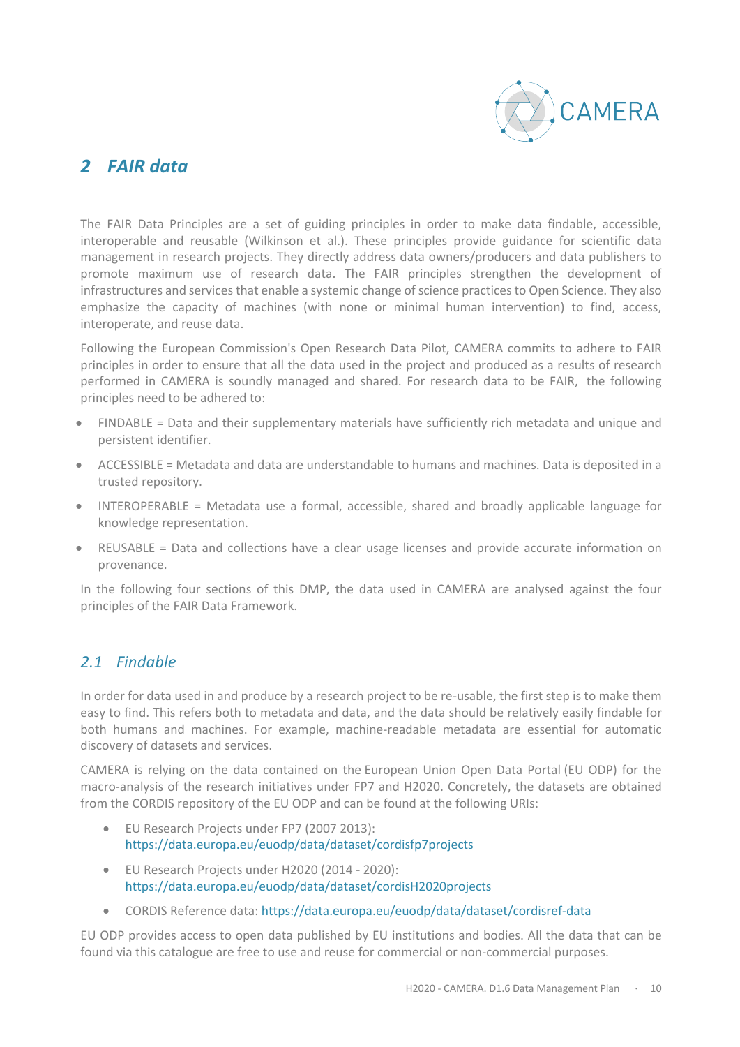## 2 FAIR data

The FAIR Data Principles are a set of guiding principles in order to make data findable, accessible, interoperable and reusable (Wilkinson et al.). These principles provide guidance for scientific data management in research projects. They directly address data owners/producers and data publishers to promote maximum use of research data. The FAIR principles strengthen the development of infrastructures and services that enable a systemic change of science practices to Open Science. They also emphasize the capacity of machines (with none or minimal human intervention) to find, access, interoperate, and reuse data.

Following the European Commission's Open Research Data Pilot, CAMERA commits to adhere to FAIR principles in order to ensure that all the data used in the project and produced as a results of research performed in CAMERA is soundly managed and shared. For research data to be FAIR, the following principles need to be adhered to:

- FINDABLE = Data and their supplementary materials have sufficiently rich metadata and unique and persistent identifier.
- ACCESSIBLE = Metadata and data are understandable to humans and machines. Data is deposited in a trusted repository.
- INTEROPERABLE = Metadata use a formal, accessible, shared and broadly applicable language for knowledge representation.
- REUSABLE = Data and collections have a clear usage licenses and provide accurate information on provenance.

In the following four sections of this DMP, the data used in CAMERA are analysed against the four principles of the FAIR Data Framework.

### 2.1 Findable

In order for data used in and produce by a research project to be re-usable, the first step is to make them easy to find. This refers both to metadata and data, and the data should be relatively easily findable for both humans and machines. For example, machine-readable metadata are essential for automatic discovery of datasets and services.

CAMERA is relying on the data contained on the European Union Open Data Portal (EU ODP) for the macro-analysis of the research initiatives under FP7 and H2020. Concretely, the datasets are obtained from the CORDIS repository of the EU ODP and can be found at the following URIs:

- EU Research Projects under FP7 (2007 2013): https://data.europa.eu/euodp/data/dataset/cordisfp7projects
- EU Research Projects under H2020 (2014 - 2020): https://data.europa.eu/euodp/data/dataset/cordisH2020projects
- CORDIS Reference data: https://data.europa.eu/euodp/data/dataset/cordisref-data

EU ODP provides access to open data published by EU institutions and bodies. All the data that can be found via this catalogue are free to use and reuse for commercial or non-commercial purposes.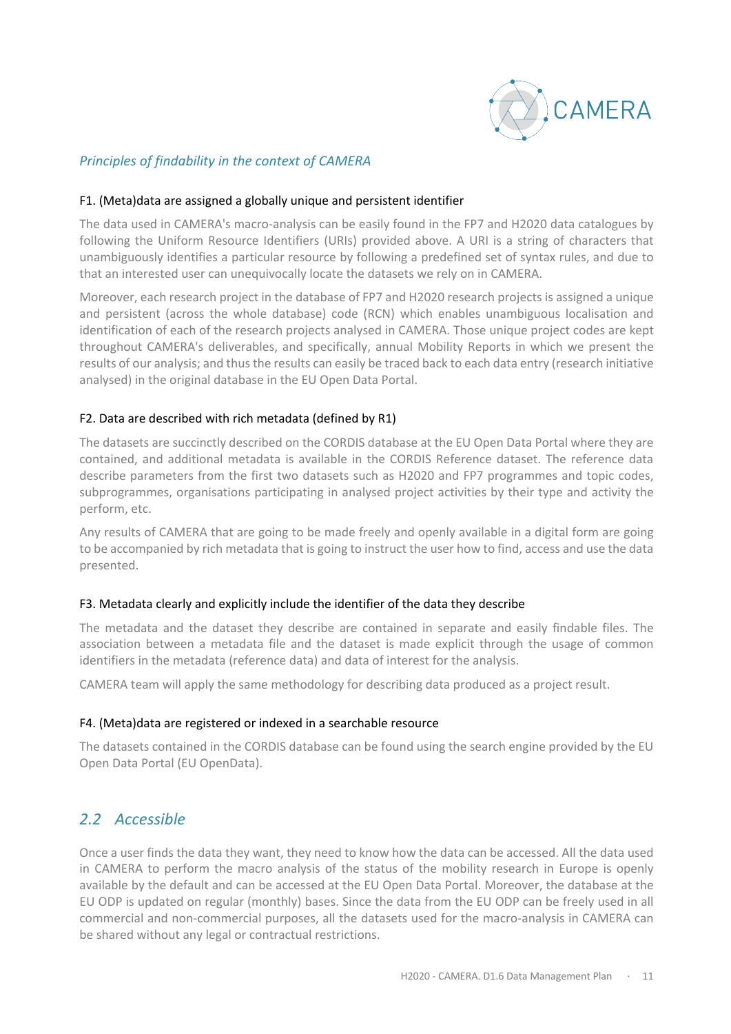*Principles of findability in the context of CAMERA*

F1. (Meta)data are assigned a globally unique and persistent identifier

The data used in CAMERA's macro-analysis can be easily found in the FP7 and H2020 data catalogues by following the Uniform Resource Identifiers (URIs) provided above. A URI is a string of characters that unambiguously identifies a particular resource by following a predefined set of syntax rules, and due to that an interested user can unequivocally locate the datasets we rely on in CAMERA.

Moreover, each research project in the database of FP7 and H2020 research projects is assigned a unique and persistent (across the whole database) code (RCN) which enables unambiguous localisation and identification of each of the research projects analysed in CAMERA. Those unique project codes are kept throughout CAMERA's deliverables, and specifically, annual Mobility Reports in which we present the results of our analysis; and thus the results can easily be traced back to each data entry (research initiative analysed) in the original database in the EU Open Data Portal.

F2. Data are described with rich metadata (defined by R1)

The datasets are succinctly described on the CORDIS database at the EU Open Data Portal where they are contained, and additional metadata is available in the CORDIS Reference dataset. The reference data describe parameters from the first two datasets such as H2020 and FP7 programmes and topic codes, subprogrammes, organisations participating in analysed project activities by their type and activity the perform, etc.

Any results of CAMERA that are going to be made freely and openly available in a digital form are going to be accompanied by rich metadata that is going to instruct the user how to find, access and use the data presented.

F3. Metadata clearly and explicitly include the identifier of the data they describe

The metadata and the dataset they describe are contained in separate and easily findable files. The association between a metadata file and the dataset is made explicit through the usage of common identifiers in the metadata (reference data) and data of interest for the analysis.

CAMERA team will apply the same methodology for describing data produced as a project result.

F4. (Meta)data are registered or indexed in a searchable resource

The datasets contained in the CORDIS database can be found using the search engine provided by the EU Open Data Portal (EU OpenData).

## 2.2 Accessible

Once a user finds the data they want, they need to know how the data can be accessed. All the data used in CAMERA to perform the macro analysis of the status of the mobility research in Europe is openly available by the default and can be accessed at the EU Open Data Portal. Moreover, the database at the EU ODP is updated on regular (monthly) bases. Since the data from the EU ODP can be freely used in all commercial and non-commercial purposes, all the datasets used for the macro-analysis in CAMERA can be shared without any legal or contractual restrictions.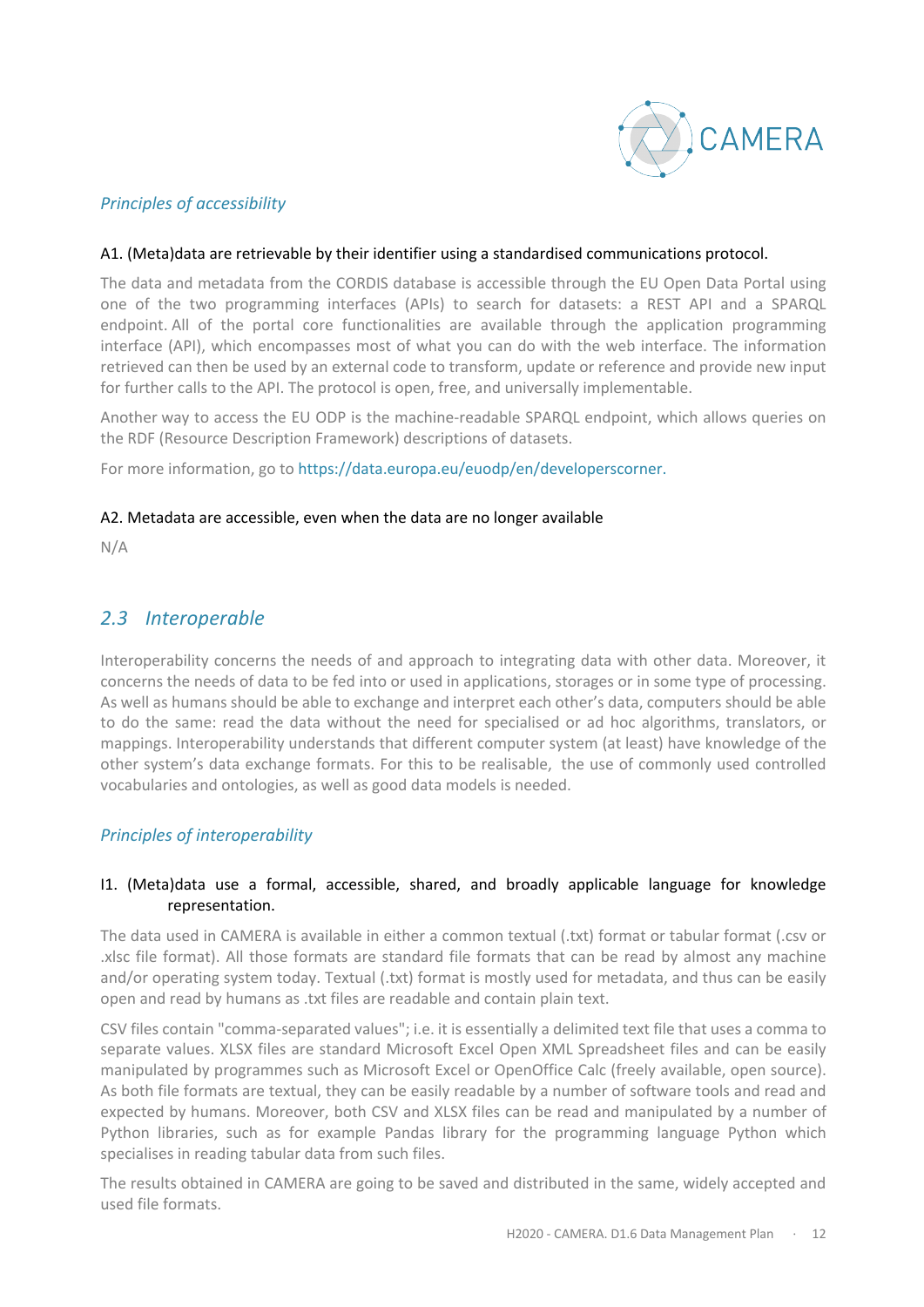*Principles of accessibility*

A1. (Meta)data are retrievable by their identifier using a standardised communications protocol.

The data and metadata from the CORDIS database is accessible through the EU Open Data Portal using one of the two programming interfaces (APIs) to search for datasets: a REST API and a SPARQL endpoint. All of the portal core functionalities are available through the application programming interface (API), which encompasses most of what you can do with the web interface. The information retrieved can then be used by an external code to transform, update or reference and provide new input for further calls to the API. The protocol is open, free, and universally implementable.

Another way to access the EU ODP is the machine-readable SPARQL endpoint, which allows queries on the RDF (Resource Description Framework) descriptions of datasets.

For more information, go to https://data.europa.eu/euodp/en/developerscorner.

A2. Metadata are accessible, even when the data are no longer available

N/A

## 2.3 Interoperable

Interoperability concerns the needs of and approach to integrating data with other data. Moreover, it concerns the needs of data to be fed into or used in applications, storages or in some type of processing. As well as humans should be able to exchange and interpret each other's data, computers should be able to do the same: read the data without the need for specialised or ad hoc algorithms, translators, or mappings. Interoperability understands that different computer system (at least) have knowledge of the other system's data exchange formats. For this to be realisable, the use of commonly used controlled vocabularies and ontologies, as well as good data models is needed.

*Principles of interoperability*

I1. (Meta)data use a formal, accessible, shared, and broadly applicable language for knowledge representation.

The data used in CAMERA is available in either a common textual (.txt) format or tabular format (.csv or .xlsc file format). All those formats are standard file formats that can be read by almost any machine and/or operating system today. Textual (.txt) format is mostly used for metadata, and thus can be easily open and read by humans as .txt files are readable and contain plain text.

CSV files contain "comma-separated values"; i.e. it is essentially a delimited text file that uses a comma to separate values. XLSX files are standard Microsoft Excel Open XML Spreadsheet files and can be easily manipulated by programmes such as Microsoft Excel or OpenOffice Calc (freely available, open source). As both file formats are textual, they can be easily readable by a number of software tools and read and expected by humans. Moreover, both CSV and XLSX files can be read and manipulated by a number of Python libraries, such as for example Pandas library for the programming language Python which specialises in reading tabular data from such files.

The results obtained in CAMERA are going to be saved and distributed in the same, widely accepted and used file formats.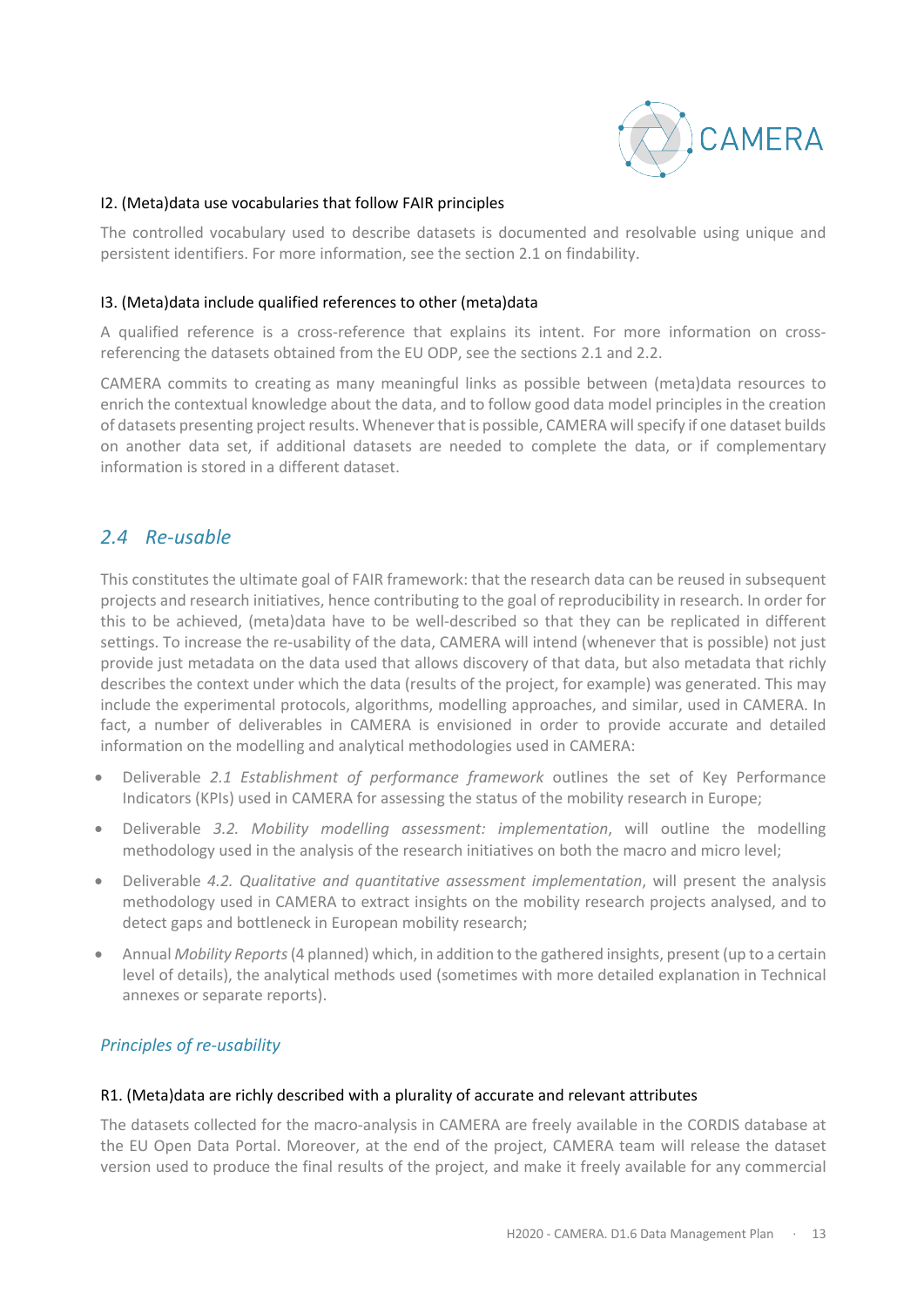#### I2. (Meta)data use vocabularies that follow FAIR principles

The controlled vocabulary used to describe datasets is documented and resolvable using unique and persistent identifiers. For more information, see the section 2.1 on findability.

#### I3. (Meta)data include qualified references to other (meta)data

A qualified reference is a cross-reference that explains its intent. For more information on cross-referencing the datasets obtained from the EU ODP, see the sections 2.1 and 2.2.

CAMERA commits to creating as many meaningful links as possible between (meta)data resources to enrich the contextual knowledge about the data, and to follow good data model principles in the creation of datasets presenting project results. Whenever that is possible, CAMERA will specify if one dataset builds on another data set, if additional datasets are needed to complete the data, or if complementary information is stored in a different dataset.

## *2.4 Re-usable*

This constitutes the ultimate goal of FAIR framework: that the research data can be reused in subsequent projects and research initiatives, hence contributing to the goal of reproducibility in research. In order for this to be achieved, (meta)data have to be well-described so that they can be replicated in different settings. To increase the re-usability of the data, CAMERA will intend (whenever that is possible) not just provide just metadata on the data used that allows discovery of that data, but also metadata that richly describes the context under which the data (results of the project, for example) was generated. This may include the experimental protocols, algorithms, modelling approaches, and similar, used in CAMERA. In fact, a number of deliverables in CAMERA is envisioned in order to provide accurate and detailed information on the modelling and analytical methodologies used in CAMERA:

- Deliverable *2.1 Establishment of performance framework* outlines the set of Key Performance Indicators (KPIs) used in CAMERA for assessing the status of the mobility research in Europe;
- Deliverable *3.2. Mobility modelling assessment: implementation*, will outline the modelling methodology used in the analysis of the research initiatives on both the macro and micro level;
- Deliverable *4.2. Qualitative and quantitative assessment implementation*, will present the analysis methodology used in CAMERA to extract insights on the mobility research projects analysed, and to detect gaps and bottleneck in European mobility research;
- Annual *Mobility Reports* (4 planned) which, in addition to the gathered insights, present (up to a certain level of details), the analytical methods used (sometimes with more detailed explanation in Technical annexes or separate reports).

### *Principles of re-usability*

#### R1. (Meta)data are richly described with a plurality of accurate and relevant attributes

The datasets collected for the macro-analysis in CAMERA are freely available in the CORDIS database at the EU Open Data Portal. Moreover, at the end of the project, CAMERA team will release the dataset version used to produce the final results of the project, and make it freely available for any commercial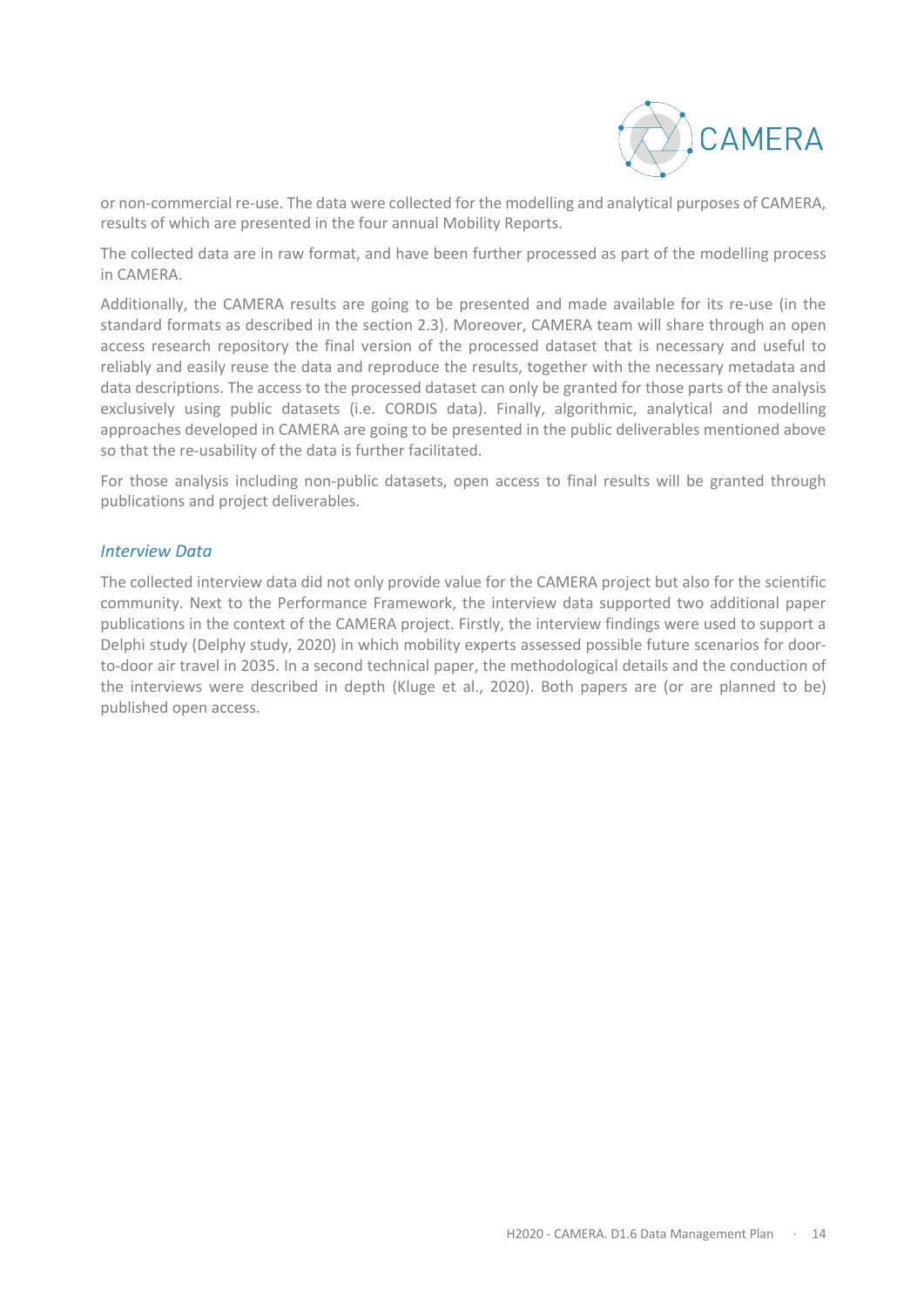or non-commercial re-use. The data were collected for the modelling and analytical purposes of CAMERA, results of which are presented in the four annual Mobility Reports.

The collected data are in raw format, and have been further processed as part of the modelling process in CAMERA.

Additionally, the CAMERA results are going to be presented and made available for its re-use (in the standard formats as described in the section 2.3). Moreover, CAMERA team will share through an open access research repository the final version of the processed dataset that is necessary and useful to reliably and easily reuse the data and reproduce the results, together with the necessary metadata and data descriptions. The access to the processed dataset can only be granted for those parts of the analysis exclusively using public datasets (i.e. CORDIS data). Finally, algorithmic, analytical and modelling approaches developed in CAMERA are going to be presented in the public deliverables mentioned above so that the re-usability of the data is further facilitated.

For those analysis including non-public datasets, open access to final results will be granted through publications and project deliverables.

### *Interview Data*

The collected interview data did not only provide value for the CAMERA project but also for the scientific community. Next to the Performance Framework, the interview data supported two additional paper publications in the context of the CAMERA project. Firstly, the interview findings were used to support a Delphi study (Delphy study, 2020) in which mobility experts assessed possible future scenarios for door-to-door air travel in 2035. In a second technical paper, the methodological details and the conduction of the interviews were described in depth (Kluge et al., 2020). Both papers are (or are planned to be) published open access.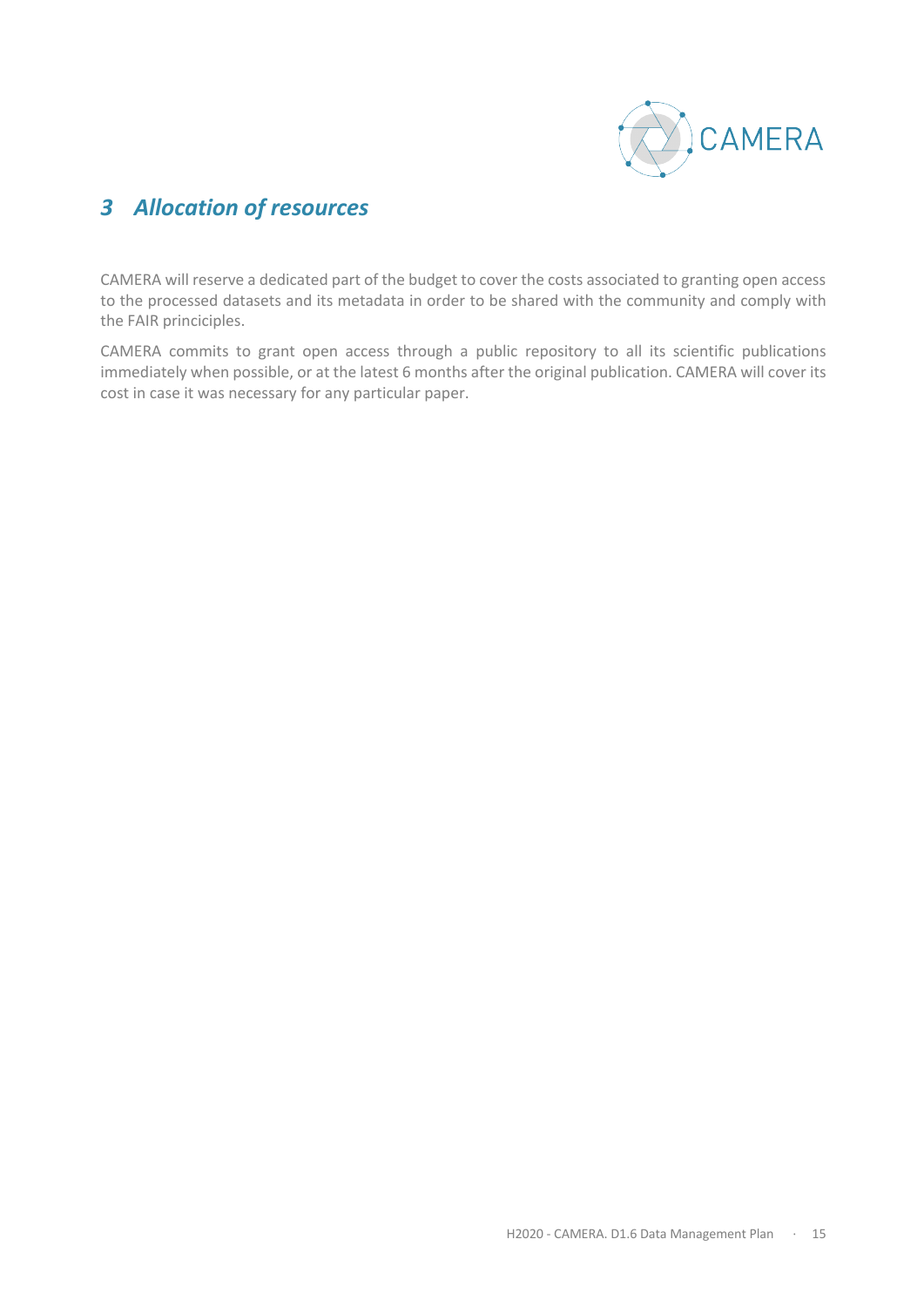# *3 Allocation of resources*

CAMERA will reserve a dedicated part of the budget to cover the costs associated to granting open access to the processed datasets and its metadata in order to be shared with the community and comply with the FAIR princiciples.

CAMERA commits to grant open access through a public repository to all its scientific publications immediately when possible, or at the latest 6 months after the original publication. CAMERA will cover its cost in case it was necessary for any particular paper.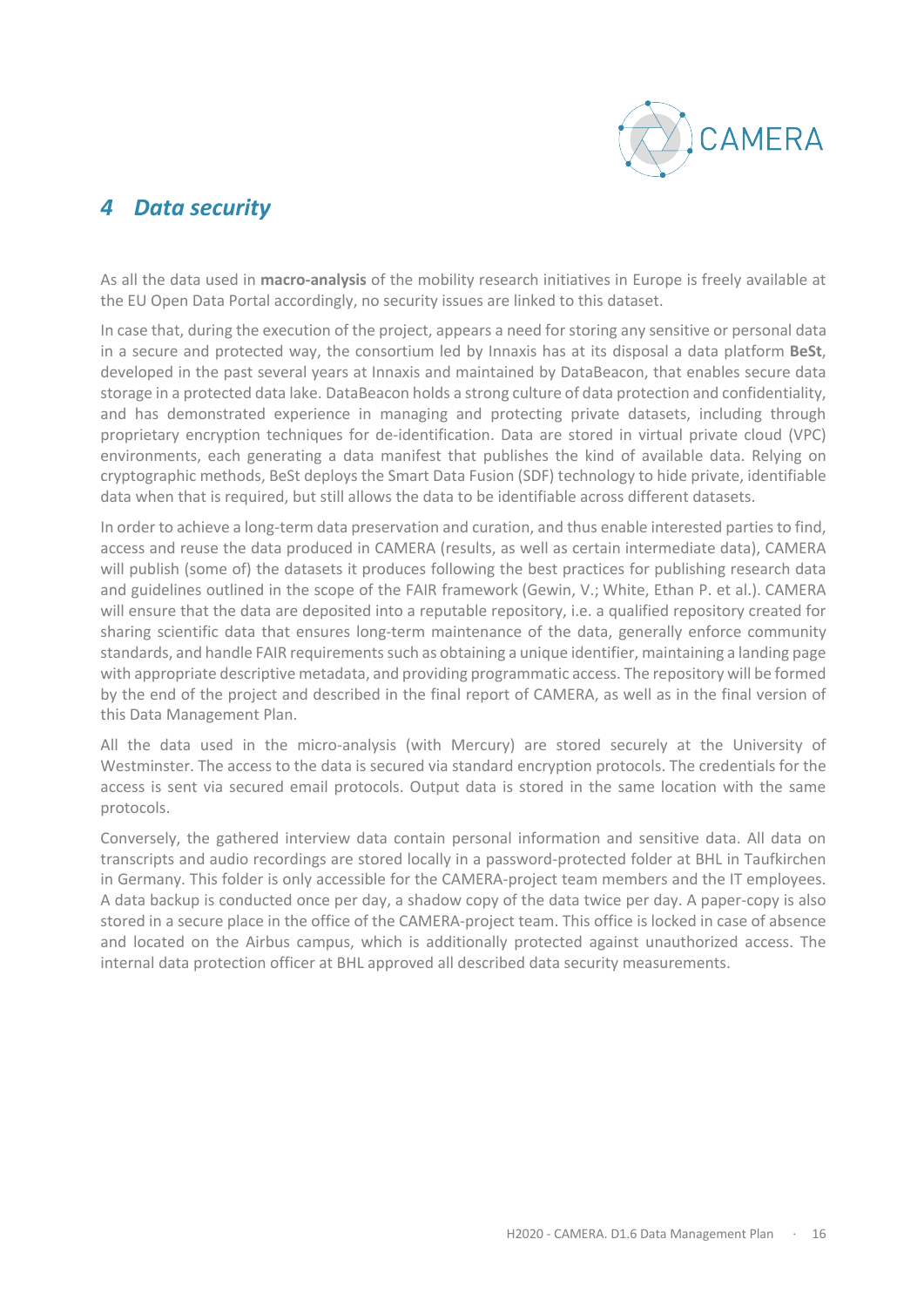# 4 *Data security*

As all the data used in **macro-analysis** of the mobility research initiatives in Europe is freely available at the EU Open Data Portal accordingly, no security issues are linked to this dataset.

In case that, during the execution of the project, appears a need for storing any sensitive or personal data in a secure and protected way, the consortium led by Innaxis has at its disposal a data platform **BeSt**, developed in the past several years at Innaxis and maintained by DataBeacon, that enables secure data storage in a protected data lake. DataBeacon holds a strong culture of data protection and confidentiality, and has demonstrated experience in managing and protecting private datasets, including through proprietary encryption techniques for de-identification. Data are stored in virtual private cloud (VPC) environments, each generating a data manifest that publishes the kind of available data. Relying on cryptographic methods, BeSt deploys the Smart Data Fusion (SDF) technology to hide private, identifiable data when that is required, but still allows the data to be identifiable across different datasets.

In order to achieve a long-term data preservation and curation, and thus enable interested parties to find, access and reuse the data produced in CAMERA (results, as well as certain intermediate data), CAMERA will publish (some of) the datasets it produces following the best practices for publishing research data and guidelines outlined in the scope of the FAIR framework (Gewin, V.; White, Ethan P. et al.). CAMERA will ensure that the data are deposited into a reputable repository, i.e. a qualified repository created for sharing scientific data that ensures long-term maintenance of the data, generally enforce community standards, and handle FAIR requirements such as obtaining a unique identifier, maintaining a landing page with appropriate descriptive metadata, and providing programmatic access. The repository will be formed by the end of the project and described in the final report of CAMERA, as well as in the final version of this Data Management Plan.

All the data used in the micro-analysis (with Mercury) are stored securely at the University of Westminster. The access to the data is secured via standard encryption protocols. The credentials for the access is sent via secured email protocols. Output data is stored in the same location with the same protocols.

Conversely, the gathered interview data contain personal information and sensitive data. All data on transcripts and audio recordings are stored locally in a password-protected folder at BHL in Taufkirchen in Germany. This folder is only accessible for the CAMERA-project team members and the IT employees. A data backup is conducted once per day, a shadow copy of the data twice per day. A paper-copy is also stored in a secure place in the office of the CAMERA-project team. This office is locked in case of absence and located on the Airbus campus, which is additionally protected against unauthorized access. The internal data protection officer at BHL approved all described data security measurements.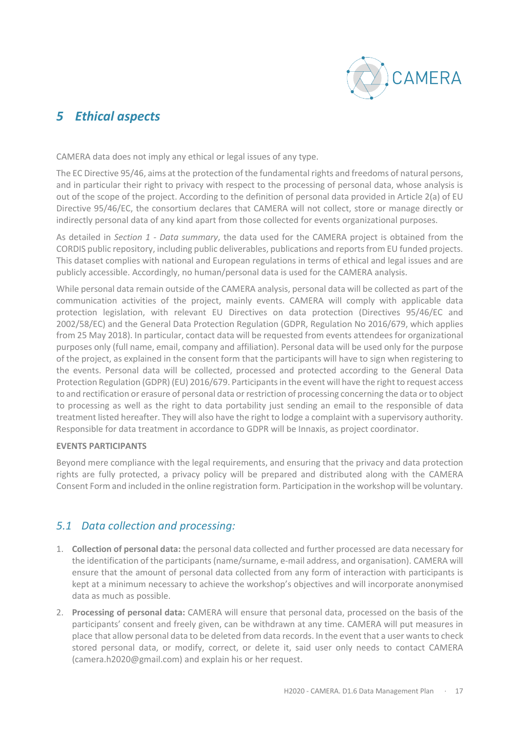# 5 *Ethical aspects*

CAMERA data does not imply any ethical or legal issues of any type.

The EC Directive 95/46, aims at the protection of the fundamental rights and freedoms of natural persons, and in particular their right to privacy with respect to the processing of personal data, whose analysis is out of the scope of the project. According to the definition of personal data provided in Article 2(a) of EU Directive 95/46/EC, the consortium declares that CAMERA will not collect, store or manage directly or indirectly personal data of any kind apart from those collected for events organizational purposes.

As detailed in *Section 1 - Data summary*, the data used for the CAMERA project is obtained from the CORDIS public repository, including public deliverables, publications and reports from EU funded projects. This dataset complies with national and European regulations in terms of ethical and legal issues and are publicly accessible. Accordingly, no human/personal data is used for the CAMERA analysis.

While personal data remain outside of the CAMERA analysis, personal data will be collected as part of the communication activities of the project, mainly events. CAMERA will comply with applicable data protection legislation, with relevant EU Directives on data protection (Directives 95/46/EC and 2002/58/EC) and the General Data Protection Regulation (GDPR, Regulation No 2016/679, which applies from 25 May 2018). In particular, contact data will be requested from events attendees for organizational purposes only (full name, email, company and affiliation). Personal data will be used only for the purpose of the project, as explained in the consent form that the participants will have to sign when registering to the events. Personal data will be collected, processed and protected according to the General Data Protection Regulation (GDPR) (EU) 2016/679. Participants in the event will have the right to request access to and rectification or erasure of personal data or restriction of processing concerning the data or to object to processing as well as the right to data portability just sending an email to the responsible of data treatment listed hereafter. They will also have the right to lodge a complaint with a supervisory authority. Responsible for data treatment in accordance to GDPR will be Innaxis, as project coordinator.

**EVENTS PARTICIPANTS**

Beyond mere compliance with the legal requirements, and ensuring that the privacy and data protection rights are fully protected, a privacy policy will be prepared and distributed along with the CAMERA Consent Form and included in the online registration form. Participation in the workshop will be voluntary.

## 5.1 *Data collection and processing:*

1. **Collection of personal data:** the personal data collected and further processed are data necessary for the identification of the participants (name/surname, e-mail address, and organisation). CAMERA will ensure that the amount of personal data collected from any form of interaction with participants is kept at a minimum necessary to achieve the workshop's objectives and will incorporate anonymised data as much as possible.
2. **Processing of personal data:** CAMERA will ensure that personal data, processed on the basis of the participants' consent and freely given, can be withdrawn at any time. CAMERA will put measures in place that allow personal data to be deleted from data records. In the event that a user wants to check stored personal data, or modify, correct, or delete it, said user only needs to contact CAMERA (camera.h2020@gmail.com) and explain his or her request.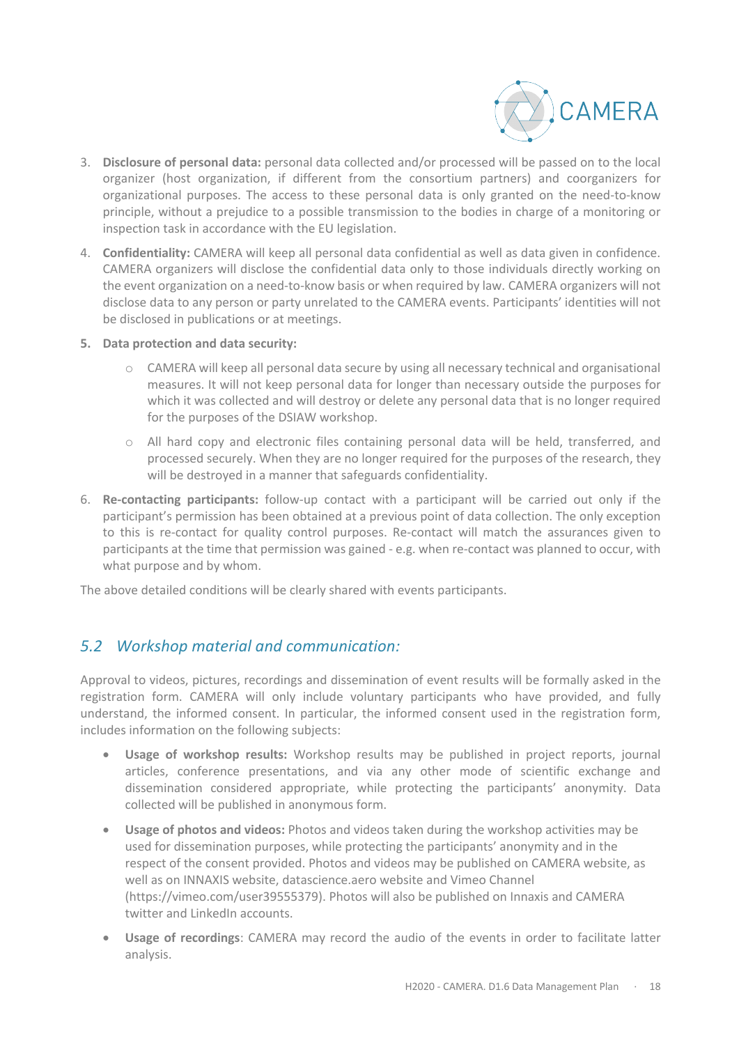3. **Disclosure of personal data:** personal data collected and/or processed will be passed on to the local organizer (host organization, if different from the consortium partners) and coorganizers for organizational purposes. The access to these personal data is only granted on the need-to-know principle, without a prejudice to a possible transmission to the bodies in charge of a monitoring or inspection task in accordance with the EU legislation.
4. **Confidentiality:** CAMERA will keep all personal data confidential as well as data given in confidence. CAMERA organizers will disclose the confidential data only to those individuals directly working on the event organization on a need-to-know basis or when required by law. CAMERA organizers will not disclose data to any person or party unrelated to the CAMERA events. Participants' identities will not be disclosed in publications or at meetings.
5. **Data protection and data security:**
    - CAMERA will keep all personal data secure by using all necessary technical and organisational measures. It will not keep personal data for longer than necessary outside the purposes for which it was collected and will destroy or delete any personal data that is no longer required for the purposes of the DSIAW workshop.
    - All hard copy and electronic files containing personal data will be held, transferred, and processed securely. When they are no longer required for the purposes of the research, they will be destroyed in a manner that safeguards confidentiality.
6. **Re-contacting participants:** follow-up contact with a participant will be carried out only if the participant's permission has been obtained at a previous point of data collection. The only exception to this is re-contact for quality control purposes. Re-contact will match the assurances given to participants at the time that permission was gained - e.g. when re-contact was planned to occur, with what purpose and by whom.

The above detailed conditions will be clearly shared with events participants.

## *5.2 Workshop material and communication:*

Approval to videos, pictures, recordings and dissemination of event results will be formally asked in the registration form. CAMERA will only include voluntary participants who have provided, and fully understand, the informed consent. In particular, the informed consent used in the registration form, includes information on the following subjects:

- **Usage of workshop results:** Workshop results may be published in project reports, journal articles, conference presentations, and via any other mode of scientific exchange and dissemination considered appropriate, while protecting the participants' anonymity. Data collected will be published in anonymous form.
- **Usage of photos and videos:** Photos and videos taken during the workshop activities may be used for dissemination purposes, while protecting the participants' anonymity and in the respect of the consent provided. Photos and videos may be published on CAMERA website, as well as on INNAXIS website, datascience.aero website and Vimeo Channel (https://vimeo.com/user39555379). Photos will also be published on Innaxis and CAMERA twitter and LinkedIn accounts.
- **Usage of recordings**: CAMERA may record the audio of the events in order to facilitate latter analysis.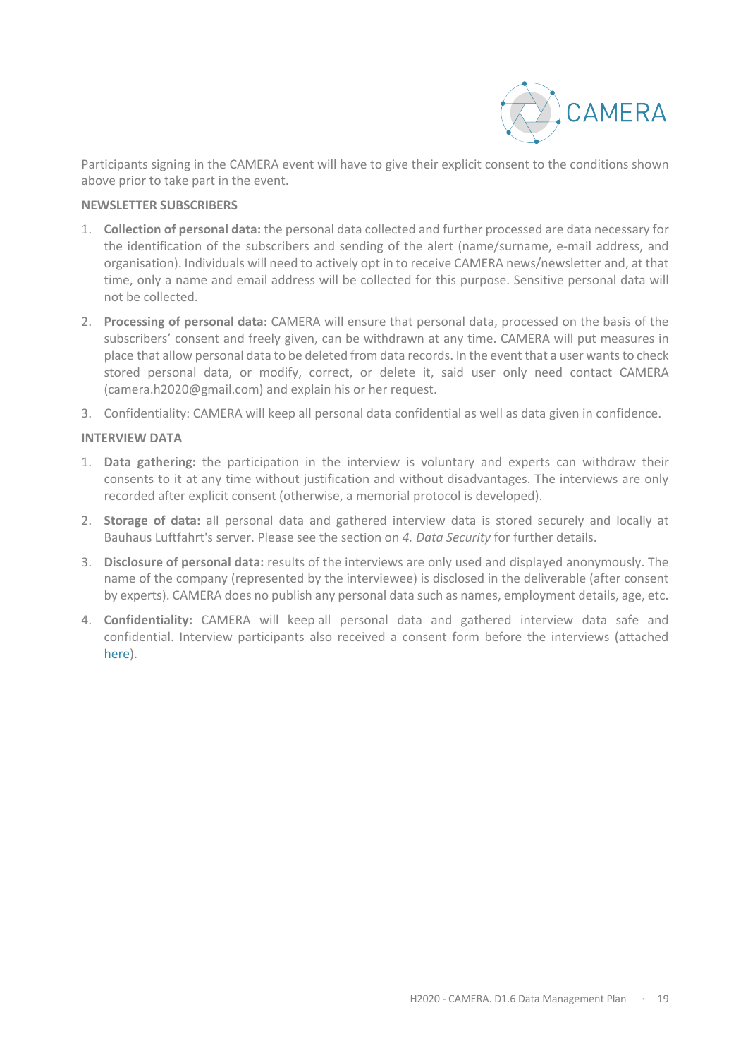Participants signing in the CAMERA event will have to give their explicit consent to the conditions shown above prior to take part in the event.

**NEWSLETTER SUBSCRIBERS**

1. **Collection of personal data:** the personal data collected and further processed are data necessary for the identification of the subscribers and sending of the alert (name/surname, e-mail address, and organisation). Individuals will need to actively opt in to receive CAMERA news/newsletter and, at that time, only a name and email address will be collected for this purpose. Sensitive personal data will not be collected.
2. **Processing of personal data:** CAMERA will ensure that personal data, processed on the basis of the subscribers' consent and freely given, can be withdrawn at any time. CAMERA will put measures in place that allow personal data to be deleted from data records. In the event that a user wants to check stored personal data, or modify, correct, or delete it, said user only need contact CAMERA (camera.h2020@gmail.com) and explain his or her request.
3. Confidentiality: CAMERA will keep all personal data confidential as well as data given in confidence.

**INTERVIEW DATA**

1. **Data gathering:** the participation in the interview is voluntary and experts can withdraw their consents to it at any time without justification and without disadvantages. The interviews are only recorded after explicit consent (otherwise, a memorial protocol is developed).
2. **Storage of data:** all personal data and gathered interview data is stored securely and locally at Bauhaus Luftfahrt's server. Please see the section on *4. Data Security* for further details.
3. **Disclosure of personal data:** results of the interviews are only used and displayed anonymously. The name of the company (represented by the interviewee) is disclosed in the deliverable (after consent by experts). CAMERA does no publish any personal data such as names, employment details, age, etc.
4. **Confidentiality:** CAMERA will keep all personal data and gathered interview data safe and confidential. Interview participants also received a consent form before the interviews (attached here).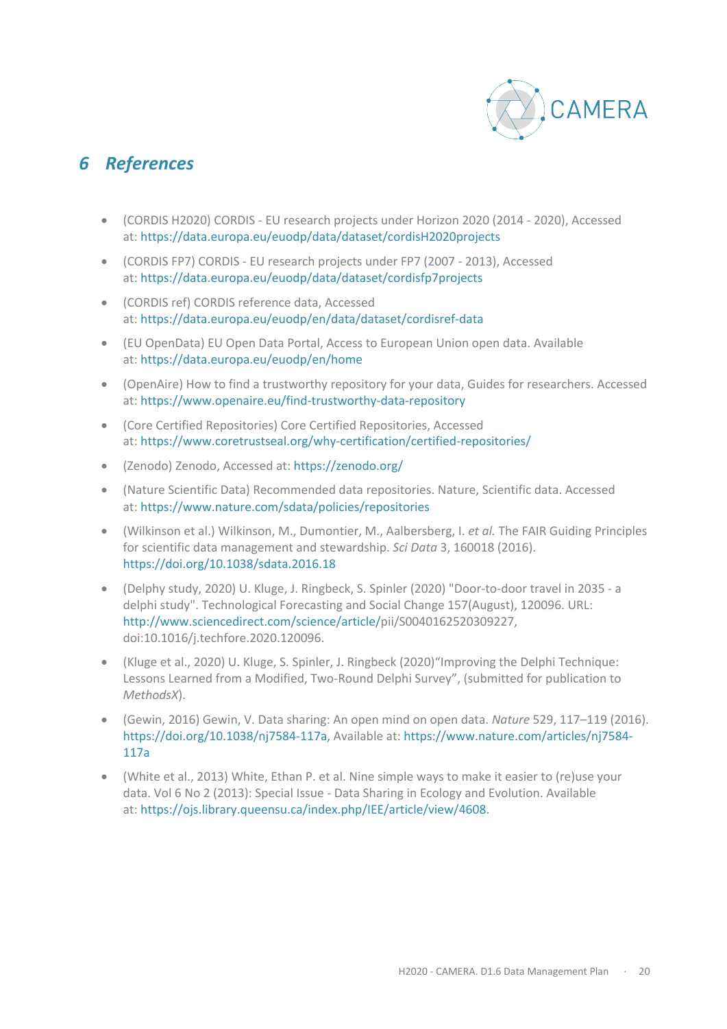# 6 References

- (CORDIS H2020) CORDIS - EU research projects under Horizon 2020 (2014 - 2020), Accessed at: https://data.europa.eu/euodp/data/dataset/cordisH2020projects
- (CORDIS FP7) CORDIS - EU research projects under FP7 (2007 - 2013), Accessed at: https://data.europa.eu/euodp/data/dataset/cordisfp7projects
- (CORDIS ref) CORDIS reference data, Accessed at: https://data.europa.eu/euodp/en/data/dataset/cordisref-data
- (EU OpenData) EU Open Data Portal, Access to European Union open data. Available at: https://data.europa.eu/euodp/en/home
- (OpenAire) How to find a trustworthy repository for your data, Guides for researchers. Accessed at: https://www.openaire.eu/find-trustworthy-data-repository
- (Core Certified Repositories) Core Certified Repositories, Accessed at: https://www.coretrustseal.org/why-certification/certified-repositories/
- (Zenodo) Zenodo, Accessed at: https://zenodo.org/
- (Nature Scientific Data) Recommended data repositories. Nature, Scientific data. Accessed at: https://www.nature.com/sdata/policies/repositories
- (Wilkinson et al.) Wilkinson, M., Dumontier, M., Aalbersberg, I. *et al.* The FAIR Guiding Principles for scientific data management and stewardship. *Sci Data* 3, 160018 (2016). https://doi.org/10.1038/sdata.2016.18
- (Delphy study, 2020) U. Kluge, J. Ringbeck, S. Spinler (2020) "Door-to-door travel in 2035 - a delphi study". Technological Forecasting and Social Change 157(August), 120096. URL: http://www.sciencedirect.com/science/article/pii/S0040162520309227, doi:10.1016/j.techfore.2020.120096.
- (Kluge et al., 2020) U. Kluge, S. Spinler, J. Ringbeck (2020)"Improving the Delphi Technique: Lessons Learned from a Modified, Two-Round Delphi Survey", (submitted for publication to *MethodsX*).
- (Gewin, 2016) Gewin, V. Data sharing: An open mind on open data. *Nature* 529, 117–119 (2016). https://doi.org/10.1038/nj7584-117a, Available at: https://www.nature.com/articles/nj7584-117a
- (White et al., 2013) White, Ethan P. et al. Nine simple ways to make it easier to (re)use your data. Vol 6 No 2 (2013): Special Issue - Data Sharing in Ecology and Evolution. Available at: https://ojs.library.queensu.ca/index.php/IEE/article/view/4608.